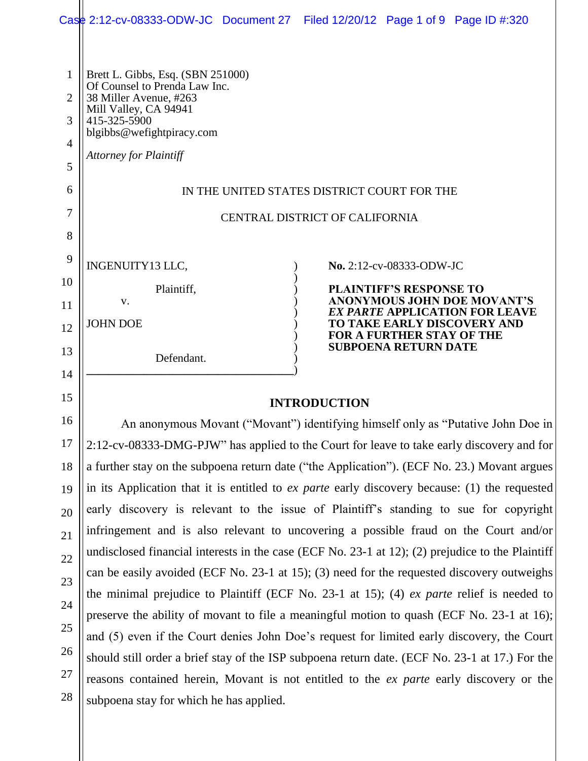Brett L. Gibbs, Esq. (SBN 251000)
Of Counsel to Prenda Law Inc.
38 Miller Avenue, #263
Mill Valley, CA 94941
415-325-5900
blgibbs@wefightpiracy.com

*Attorney for Plaintiff*

IN THE UNITED STATES DISTRICT COURT FOR THE

CENTRAL DISTRICT OF CALIFORNIA

INGENUITY13 LLC,

Plaintiff,

v.

JOHN DOE

Defendant.

**No.** 2:12-cv-08333-ODW-JC

**PLAINTIFF'S RESPONSE TO ANONYMOUS JOHN DOE MOVANT'S *EX PARTE* APPLICATION FOR LEAVE TO TAKE EARLY DISCOVERY AND FOR A FURTHER STAY OF THE SUBPOENA RETURN DATE**

## INTRODUCTION

An anonymous Movant ("Movant") identifying himself only as "Putative John Doe in 2:12-cv-08333-DMG-PJW" has applied to the Court for leave to take early discovery and for a further stay on the subpoena return date ("the Application"). (ECF No. 23.) Movant argues in its Application that it is entitled to *ex parte* early discovery because: (1) the requested early discovery is relevant to the issue of Plaintiff's standing to sue for copyright infringement and is also relevant to uncovering a possible fraud on the Court and/or undisclosed financial interests in the case (ECF No. 23-1 at 12); (2) prejudice to the Plaintiff can be easily avoided (ECF No. 23-1 at 15); (3) need for the requested discovery outweighs the minimal prejudice to Plaintiff (ECF No. 23-1 at 15); (4) *ex parte* relief is needed to preserve the ability of movant to file a meaningful motion to quash (ECF No. 23-1 at 16); and (5) even if the Court denies John Doe's request for limited early discovery, the Court should still order a brief stay of the ISP subpoena return date. (ECF No. 23-1 at 17.) For the reasons contained herein, Movant is not entitled to the *ex parte* early discovery or the subpoena stay for which he has applied.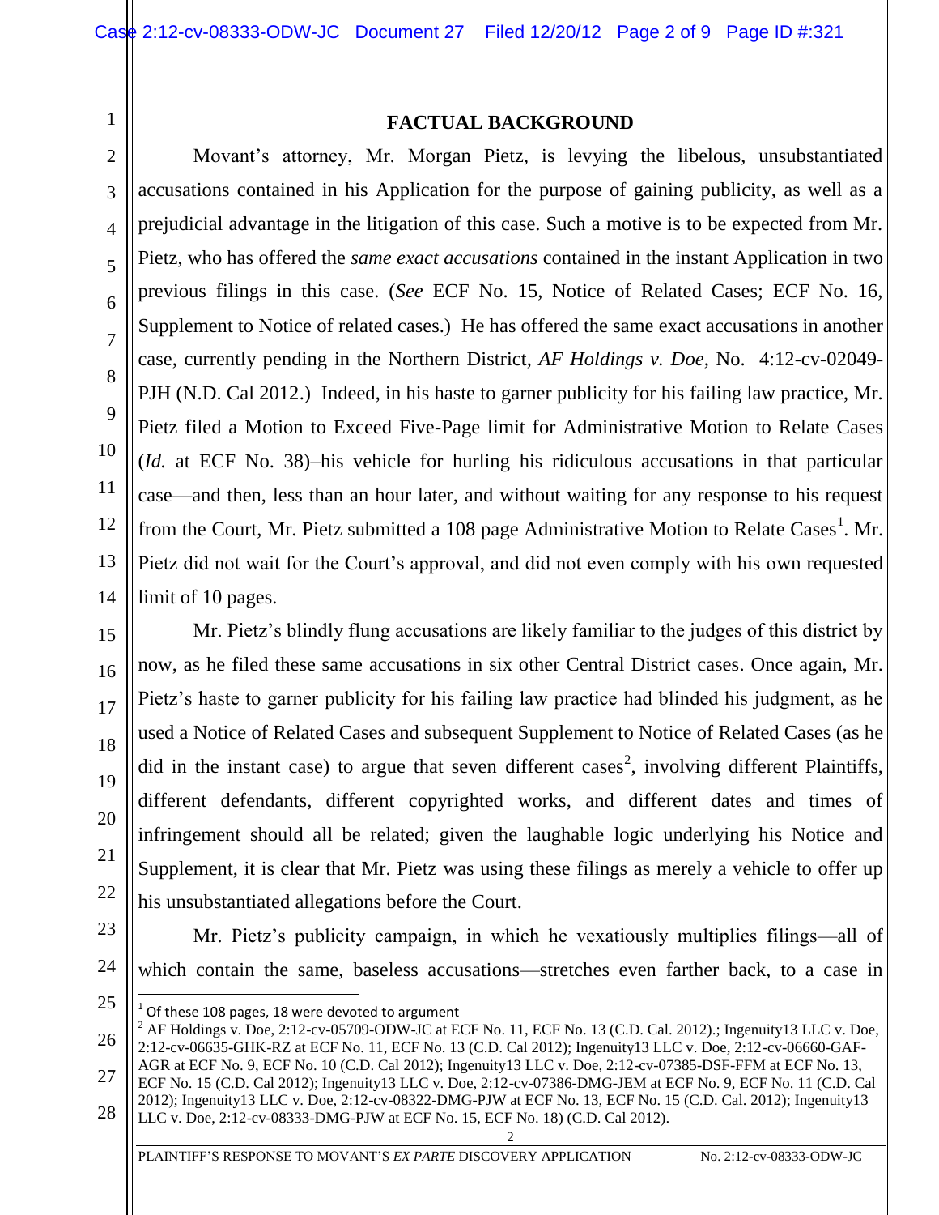## FACTUAL BACKGROUND

Movant's attorney, Mr. Morgan Pietz, is levying the libelous, unsubstantiated accusations contained in his Application for the purpose of gaining publicity, as well as a prejudicial advantage in the litigation of this case. Such a motive is to be expected from Mr. Pietz, who has offered the *same exact accusations* contained in the instant Application in two previous filings in this case. (*See* ECF No. 15, Notice of Related Cases; ECF No. 16, Supplement to Notice of related cases.) He has offered the same exact accusations in another case, currently pending in the Northern District, *AF Holdings v. Doe*, No. 4:12-cv-02049-PJH (N.D. Cal 2012.) Indeed, in his haste to garner publicity for his failing law practice, Mr. Pietz filed a Motion to Exceed Five-Page limit for Administrative Motion to Relate Cases (*Id.* at ECF No. 38)–his vehicle for hurling his ridiculous accusations in that particular case—and then, less than an hour later, and without waiting for any response to his request from the Court, Mr. Pietz submitted a 108 page Administrative Motion to Relate Cases[1]. Mr. Pietz did not wait for the Court's approval, and did not even comply with his own requested limit of 10 pages.

Mr. Pietz's blindly flung accusations are likely familiar to the judges of this district by now, as he filed these same accusations in six other Central District cases. Once again, Mr. Pietz's haste to garner publicity for his failing law practice had blinded his judgment, as he used a Notice of Related Cases and subsequent Supplement to Notice of Related Cases (as he did in the instant case) to argue that seven different cases[2], involving different Plaintiffs, different defendants, different copyrighted works, and different dates and times of infringement should all be related; given the laughable logic underlying his Notice and Supplement, it is clear that Mr. Pietz was using these filings as merely a vehicle to offer up his unsubstantiated allegations before the Court.

Mr. Pietz's publicity campaign, in which he vexatiously multiplies filings—all of which contain the same, baseless accusations—stretches even farther back, to a case in

---

[1] Of these 108 pages, 18 were devoted to argument

[2] AF Holdings v. Doe, 2:12-cv-05709-ODW-JC at ECF No. 11, ECF No. 13 (C.D. Cal. 2012).; Ingenuity13 LLC v. Doe, 2:12-cv-06635-GHK-RZ at ECF No. 11, ECF No. 13 (C.D. Cal 2012); Ingenuity13 LLC v. Doe, 2:12-cv-06660-GAF-AGR at ECF No. 9, ECF No. 10 (C.D. Cal 2012); Ingenuity13 LLC v. Doe, 2:12-cv-07385-DSF-FFM at ECF No. 13, ECF No. 15 (C.D. Cal 2012); Ingenuity13 LLC v. Doe, 2:12-cv-07386-DMG-JEM at ECF No. 9, ECF No. 11 (C.D. Cal 2012); Ingenuity13 LLC v. Doe, 2:12-cv-08322-DMG-PJW at ECF No. 13, ECF No. 15 (C.D. Cal. 2012); Ingenuity13 LLC v. Doe, 2:12-cv-08333-DMG-PJW at ECF No. 15, ECF No. 18) (C.D. Cal 2012).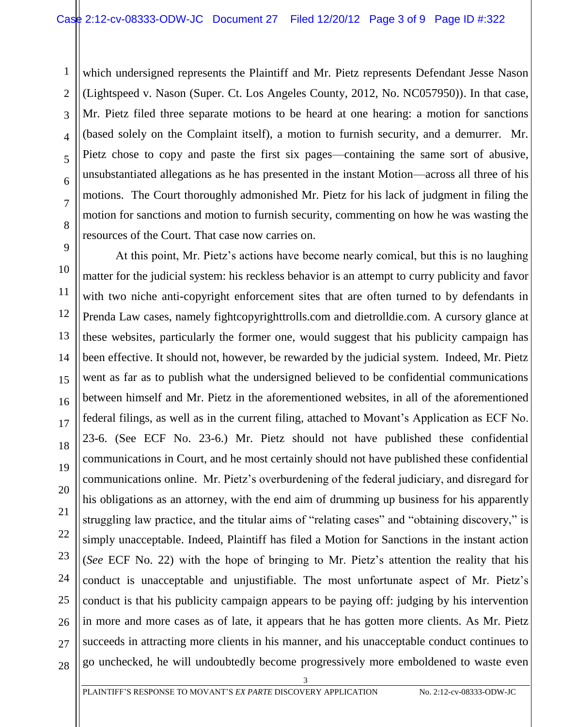which undersigned represents the Plaintiff and Mr. Pietz represents Defendant Jesse Nason (Lightspeed v. Nason (Super. Ct. Los Angeles County, 2012, No. NC057950)). In that case, Mr. Pietz filed three separate motions to be heard at one hearing: a motion for sanctions (based solely on the Complaint itself), a motion to furnish security, and a demurrer. Mr. Pietz chose to copy and paste the first six pages—containing the same sort of abusive, unsubstantiated allegations as he has presented in the instant Motion—across all three of his motions. The Court thoroughly admonished Mr. Pietz for his lack of judgment in filing the motion for sanctions and motion to furnish security, commenting on how he was wasting the resources of the Court. That case now carries on.

At this point, Mr. Pietz's actions have become nearly comical, but this is no laughing matter for the judicial system: his reckless behavior is an attempt to curry publicity and favor with two niche anti-copyright enforcement sites that are often turned to by defendants in Prenda Law cases, namely fightcopyrighttrolls.com and dietrolldie.com. A cursory glance at these websites, particularly the former one, would suggest that his publicity campaign has been effective. It should not, however, be rewarded by the judicial system. Indeed, Mr. Pietz went as far as to publish what the undersigned believed to be confidential communications between himself and Mr. Pietz in the aforementioned websites, in all of the aforementioned federal filings, as well as in the current filing, attached to Movant's Application as ECF No. 23-6. (See ECF No. 23-6.) Mr. Pietz should not have published these confidential communications in Court, and he most certainly should not have published these confidential communications online. Mr. Pietz's overburdening of the federal judiciary, and disregard for his obligations as an attorney, with the end aim of drumming up business for his apparently struggling law practice, and the titular aims of "relating cases" and "obtaining discovery," is simply unacceptable. Indeed, Plaintiff has filed a Motion for Sanctions in the instant action (*See* ECF No. 22) with the hope of bringing to Mr. Pietz's attention the reality that his conduct is unacceptable and unjustifiable. The most unfortunate aspect of Mr. Pietz's conduct is that his publicity campaign appears to be paying off: judging by his intervention in more and more cases as of late, it appears that he has gotten more clients. As Mr. Pietz succeeds in attracting more clients in his manner, and his unacceptable conduct continues to go unchecked, he will undoubtedly become progressively more emboldened to waste even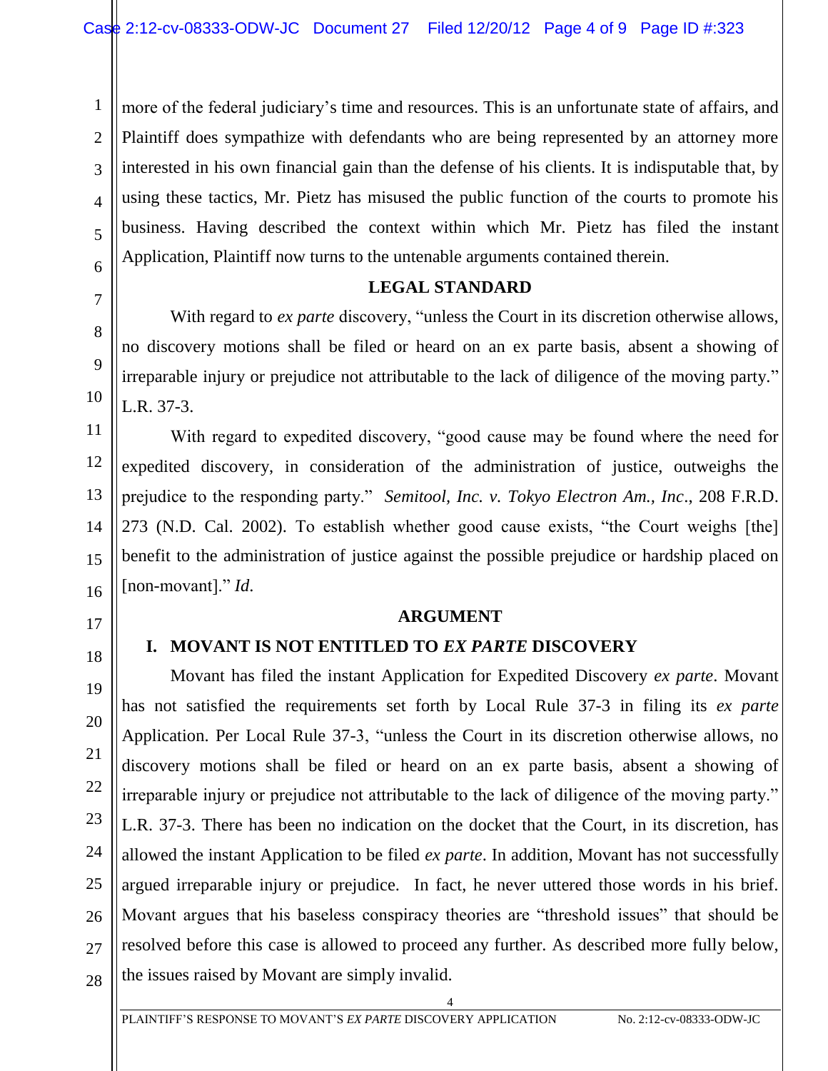more of the federal judiciary's time and resources. This is an unfortunate state of affairs, and Plaintiff does sympathize with defendants who are being represented by an attorney more interested in his own financial gain than the defense of his clients. It is indisputable that, by using these tactics, Mr. Pietz has misused the public function of the courts to promote his business. Having described the context within which Mr. Pietz has filed the instant Application, Plaintiff now turns to the untenable arguments contained therein.

## LEGAL STANDARD

With regard to *ex parte* discovery, "unless the Court in its discretion otherwise allows, no discovery motions shall be filed or heard on an ex parte basis, absent a showing of irreparable injury or prejudice not attributable to the lack of diligence of the moving party." L.R. 37-3.

With regard to expedited discovery, "good cause may be found where the need for expedited discovery, in consideration of the administration of justice, outweighs the prejudice to the responding party." *Semitool, Inc. v. Tokyo Electron Am., Inc*., 208 F.R.D. 273 (N.D. Cal. 2002). To establish whether good cause exists, "the Court weighs [the] benefit to the administration of justice against the possible prejudice or hardship placed on [non-movant]." *Id*.

## ARGUMENT

### I. MOVANT IS NOT ENTITLED TO *EX PARTE* DISCOVERY

Movant has filed the instant Application for Expedited Discovery *ex parte*. Movant has not satisfied the requirements set forth by Local Rule 37-3 in filing its *ex parte* Application. Per Local Rule 37-3, "unless the Court in its discretion otherwise allows, no discovery motions shall be filed or heard on an ex parte basis, absent a showing of irreparable injury or prejudice not attributable to the lack of diligence of the moving party." L.R. 37-3. There has been no indication on the docket that the Court, in its discretion, has allowed the instant Application to be filed *ex parte*. In addition, Movant has not successfully argued irreparable injury or prejudice. In fact, he never uttered those words in his brief. Movant argues that his baseless conspiracy theories are "threshold issues" that should be resolved before this case is allowed to proceed any further. As described more fully below, the issues raised by Movant are simply invalid.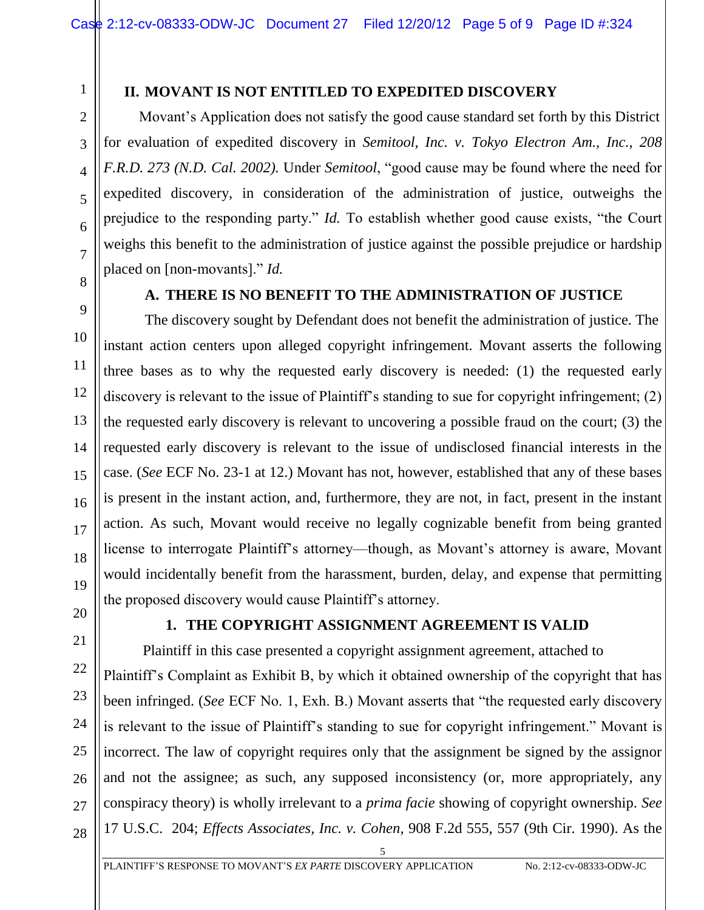## II. MOVANT IS NOT ENTITLED TO EXPEDITED DISCOVERY

Movant's Application does not satisfy the good cause standard set forth by this District for evaluation of expedited discovery in *Semitool, Inc. v. Tokyo Electron Am., Inc., 208 F.R.D. 273 (N.D. Cal. 2002).* Under *Semitool*, "good cause may be found where the need for expedited discovery, in consideration of the administration of justice, outweighs the prejudice to the responding party." *Id.* To establish whether good cause exists, "the Court weighs this benefit to the administration of justice against the possible prejudice or hardship placed on [non-movants]." *Id.*

### A. THERE IS NO BENEFIT TO THE ADMINISTRATION OF JUSTICE

The discovery sought by Defendant does not benefit the administration of justice. The instant action centers upon alleged copyright infringement. Movant asserts the following three bases as to why the requested early discovery is needed: (1) the requested early discovery is relevant to the issue of Plaintiff's standing to sue for copyright infringement; (2) the requested early discovery is relevant to uncovering a possible fraud on the court; (3) the requested early discovery is relevant to the issue of undisclosed financial interests in the case. (*See* ECF No. 23-1 at 12.) Movant has not, however, established that any of these bases is present in the instant action, and, furthermore, they are not, in fact, present in the instant action. As such, Movant would receive no legally cognizable benefit from being granted license to interrogate Plaintiff's attorney—though, as Movant's attorney is aware, Movant would incidentally benefit from the harassment, burden, delay, and expense that permitting the proposed discovery would cause Plaintiff's attorney.

#### 1. THE COPYRIGHT ASSIGNMENT AGREEMENT IS VALID

Plaintiff in this case presented a copyright assignment agreement, attached to Plaintiff's Complaint as Exhibit B, by which it obtained ownership of the copyright that has been infringed. (*See* ECF No. 1, Exh. B.) Movant asserts that "the requested early discovery is relevant to the issue of Plaintiff's standing to sue for copyright infringement." Movant is incorrect. The law of copyright requires only that the assignment be signed by the assignor and not the assignee; as such, any supposed inconsistency (or, more appropriately, any conspiracy theory) is wholly irrelevant to a *prima facie* showing of copyright ownership. *See* 17 U.S.C. 204; *Effects Associates, Inc. v. Cohen*, 908 F.2d 555, 557 (9th Cir. 1990). As the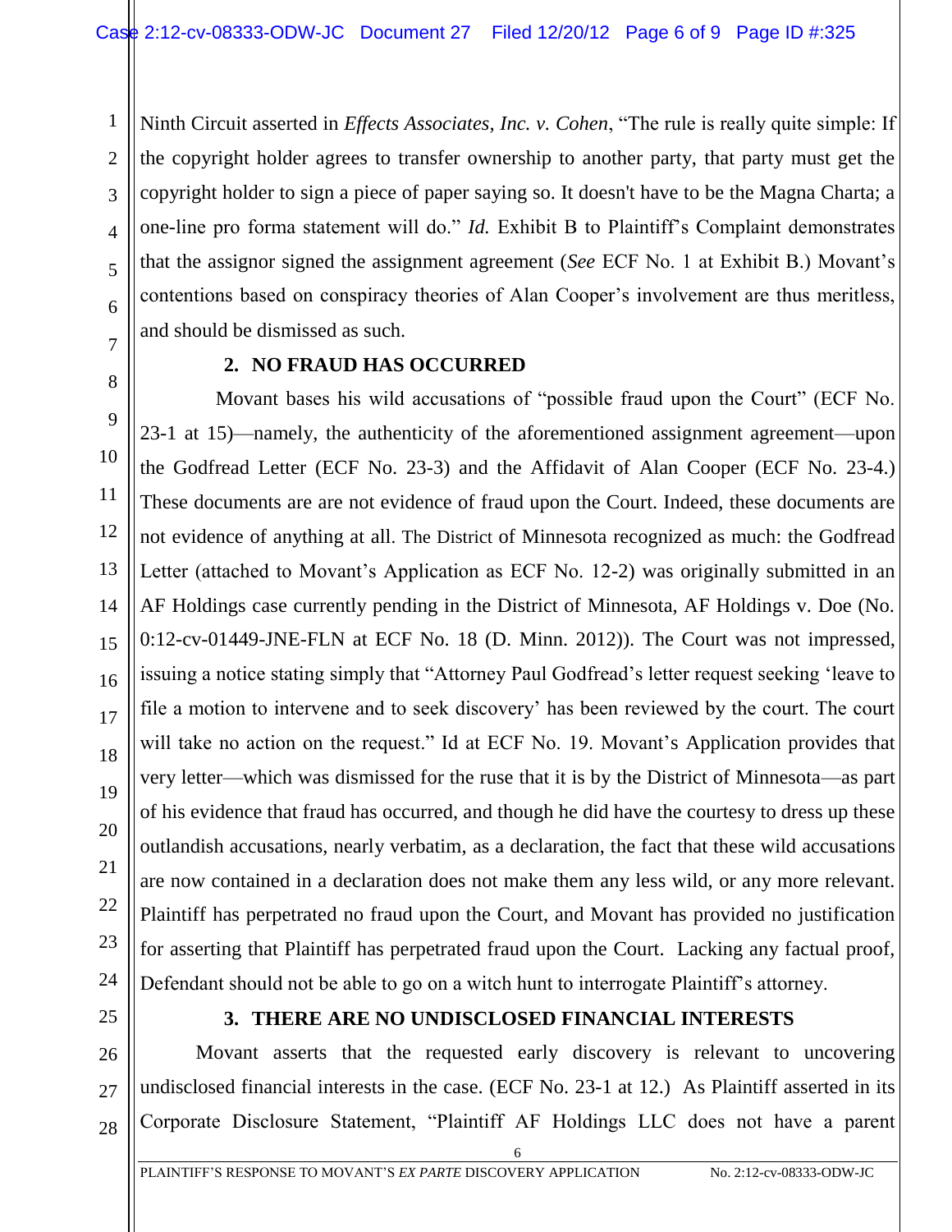Ninth Circuit asserted in *Effects Associates, Inc. v. Cohen*, "The rule is really quite simple: If the copyright holder agrees to transfer ownership to another party, that party must get the copyright holder to sign a piece of paper saying so. It doesn't have to be the Magna Charta; a one-line pro forma statement will do." *Id.* Exhibit B to Plaintiff's Complaint demonstrates that the assignor signed the assignment agreement (*See* ECF No. 1 at Exhibit B.) Movant's contentions based on conspiracy theories of Alan Cooper's involvement are thus meritless, and should be dismissed as such.

**2. NO FRAUD HAS OCCURRED**

Movant bases his wild accusations of "possible fraud upon the Court" (ECF No. 23-1 at 15)—namely, the authenticity of the aforementioned assignment agreement—upon the Godfread Letter (ECF No. 23-3) and the Affidavit of Alan Cooper (ECF No. 23-4.) These documents are are not evidence of fraud upon the Court. Indeed, these documents are not evidence of anything at all. The District of Minnesota recognized as much: the Godfread Letter (attached to Movant's Application as ECF No. 12-2) was originally submitted in an AF Holdings case currently pending in the District of Minnesota, AF Holdings v. Doe (No. 0:12-cv-01449-JNE-FLN at ECF No. 18 (D. Minn. 2012)). The Court was not impressed, issuing a notice stating simply that "Attorney Paul Godfread's letter request seeking 'leave to file a motion to intervene and to seek discovery' has been reviewed by the court. The court will take no action on the request." Id at ECF No. 19. Movant's Application provides that very letter—which was dismissed for the ruse that it is by the District of Minnesota—as part of his evidence that fraud has occurred, and though he did have the courtesy to dress up these outlandish accusations, nearly verbatim, as a declaration, the fact that these wild accusations are now contained in a declaration does not make them any less wild, or any more relevant. Plaintiff has perpetrated no fraud upon the Court, and Movant has provided no justification for asserting that Plaintiff has perpetrated fraud upon the Court. Lacking any factual proof, Defendant should not be able to go on a witch hunt to interrogate Plaintiff's attorney.

**3. THERE ARE NO UNDISCLOSED FINANCIAL INTERESTS**

Movant asserts that the requested early discovery is relevant to uncovering undisclosed financial interests in the case. (ECF No. 23-1 at 12.) As Plaintiff asserted in its Corporate Disclosure Statement, "Plaintiff AF Holdings LLC does not have a parent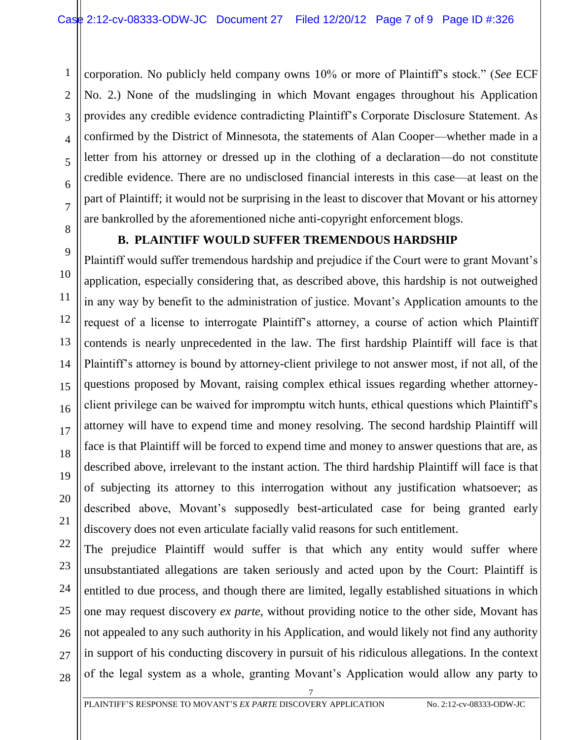corporation. No publicly held company owns 10% or more of Plaintiff's stock." (*See* ECF No. 2.) None of the mudslinging in which Movant engages throughout his Application provides any credible evidence contradicting Plaintiff's Corporate Disclosure Statement. As confirmed by the District of Minnesota, the statements of Alan Cooper—whether made in a letter from his attorney or dressed up in the clothing of a declaration—do not constitute credible evidence. There are no undisclosed financial interests in this case—at least on the part of Plaintiff; it would not be surprising in the least to discover that Movant or his attorney are bankrolled by the aforementioned niche anti-copyright enforcement blogs.

**B. PLAINTIFF WOULD SUFFER TREMENDOUS HARDSHIP**

Plaintiff would suffer tremendous hardship and prejudice if the Court were to grant Movant's application, especially considering that, as described above, this hardship is not outweighed in any way by benefit to the administration of justice. Movant's Application amounts to the request of a license to interrogate Plaintiff's attorney, a course of action which Plaintiff contends is nearly unprecedented in the law. The first hardship Plaintiff will face is that Plaintiff's attorney is bound by attorney-client privilege to not answer most, if not all, of the questions proposed by Movant, raising complex ethical issues regarding whether attorney-client privilege can be waived for impromptu witch hunts, ethical questions which Plaintiff's attorney will have to expend time and money resolving. The second hardship Plaintiff will face is that Plaintiff will be forced to expend time and money to answer questions that are, as described above, irrelevant to the instant action. The third hardship Plaintiff will face is that of subjecting its attorney to this interrogation without any justification whatsoever; as described above, Movant's supposedly best-articulated case for being granted early discovery does not even articulate facially valid reasons for such entitlement.

The prejudice Plaintiff would suffer is that which any entity would suffer where unsubstantiated allegations are taken seriously and acted upon by the Court: Plaintiff is entitled to due process, and though there are limited, legally established situations in which one may request discovery *ex parte*, without providing notice to the other side, Movant has not appealed to any such authority in his Application, and would likely not find any authority in support of his conducting discovery in pursuit of his ridiculous allegations. In the context of the legal system as a whole, granting Movant's Application would allow any party to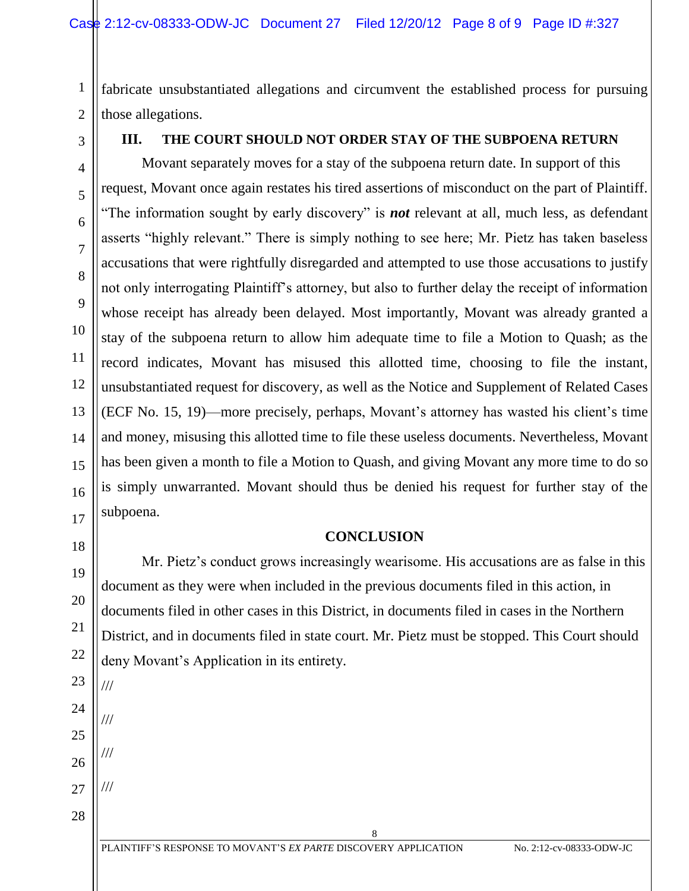fabricate unsubstantiated allegations and circumvent the established process for pursuing those allegations.

## III. THE COURT SHOULD NOT ORDER STAY OF THE SUBPOENA RETURN

Movant separately moves for a stay of the subpoena return date. In support of this request, Movant once again restates his tired assertions of misconduct on the part of Plaintiff. "The information sought by early discovery" is ***not*** relevant at all, much less, as defendant asserts "highly relevant." There is simply nothing to see here; Mr. Pietz has taken baseless accusations that were rightfully disregarded and attempted to use those accusations to justify not only interrogating Plaintiff's attorney, but also to further delay the receipt of information whose receipt has already been delayed. Most importantly, Movant was already granted a stay of the subpoena return to allow him adequate time to file a Motion to Quash; as the record indicates, Movant has misused this allotted time, choosing to file the instant, unsubstantiated request for discovery, as well as the Notice and Supplement of Related Cases (ECF No. 15, 19)—more precisely, perhaps, Movant's attorney has wasted his client's time and money, misusing this allotted time to file these useless documents. Nevertheless, Movant has been given a month to file a Motion to Quash, and giving Movant any more time to do so is simply unwarranted. Movant should thus be denied his request for further stay of the subpoena.

## CONCLUSION

Mr. Pietz's conduct grows increasingly wearisome. His accusations are as false in this document as they were when included in the previous documents filed in this action, in documents filed in other cases in this District, in documents filed in cases in the Northern District, and in documents filed in state court. Mr. Pietz must be stopped. This Court should deny Movant's Application in its entirety.

///

///

///

///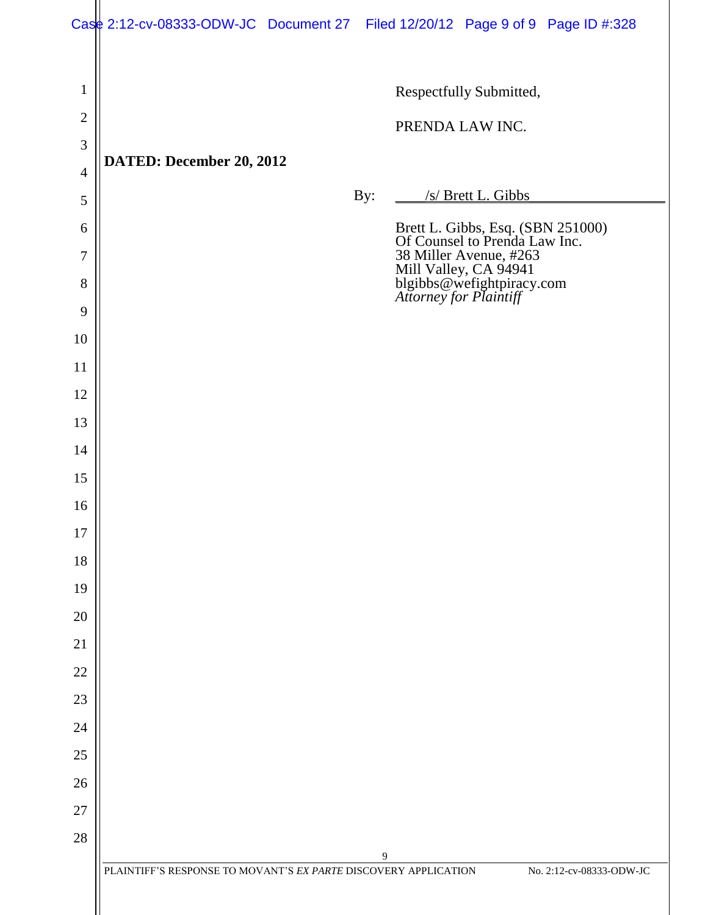Respectfully Submitted,

PRENDA LAW INC.

**DATED: December 20, 2012**

By: /s/ Brett L. Gibbs

Brett L. Gibbs, Esq. (SBN 251000)
Of Counsel to Prenda Law Inc.
38 Miller Avenue, #263
Mill Valley, CA 94941
blgibbs@wefightpiracy.com
*Attorney for Plaintiff*